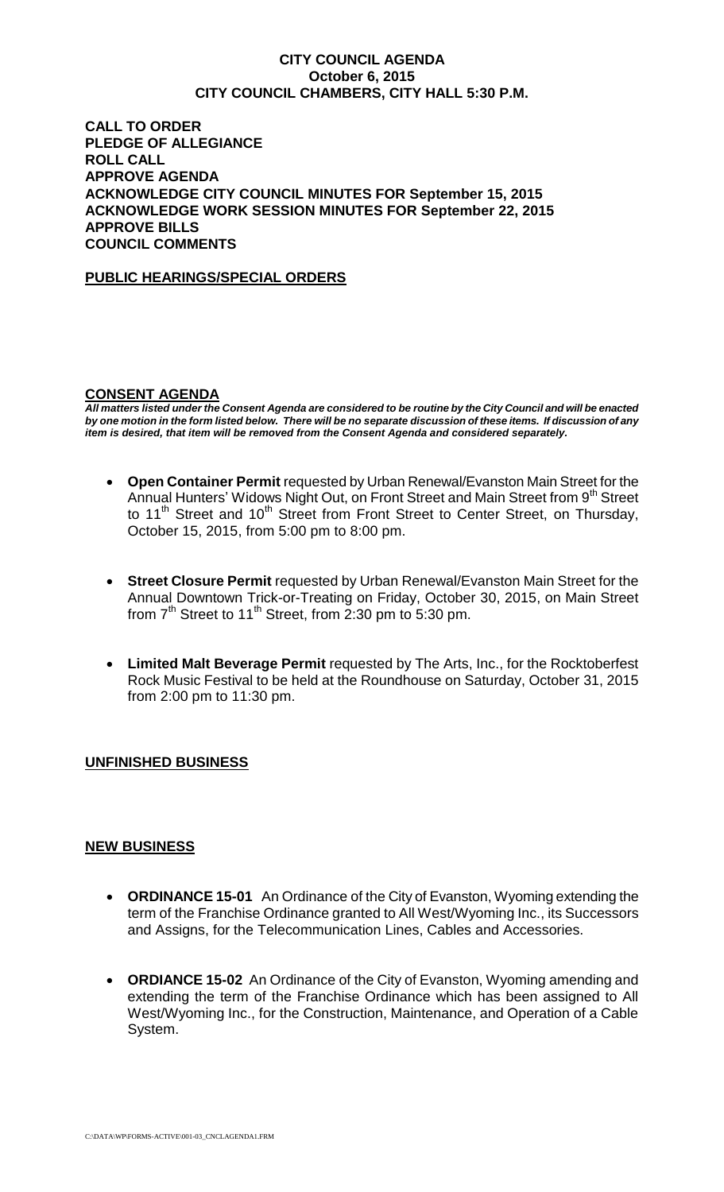# CITY COUNCIL AGENDA
## October 6, 2015
## CITY COUNCIL CHAMBERS, CITY HALL 5:30 P.M.

**CALL TO ORDER**
**PLEDGE OF ALLEGIANCE**
**ROLL CALL**
**APPROVE AGENDA**
**ACKNOWLEDGE CITY COUNCIL MINUTES FOR September 15, 2015**
**ACKNOWLEDGE WORK SESSION MINUTES FOR September 22, 2015**
**APPROVE BILLS**
**COUNCIL COMMENTS**

**PUBLIC HEARINGS/SPECIAL ORDERS**

**CONSENT AGENDA**

***All matters listed under the Consent Agenda are considered to be routine by the City Council and will be enacted by one motion in the form listed below. There will be no separate discussion of these items. If discussion of any item is desired, that item will be removed from the Consent Agenda and considered separately.***

- **Open Container Permit** requested by Urban Renewal/Evanston Main Street for the Annual Hunters' Widows Night Out, on Front Street and Main Street from 9th Street to 11th Street and 10th Street from Front Street to Center Street, on Thursday, October 15, 2015, from 5:00 pm to 8:00 pm.

- **Street Closure Permit** requested by Urban Renewal/Evanston Main Street for the Annual Downtown Trick-or-Treating on Friday, October 30, 2015, on Main Street from 7th Street to 11th Street, from 2:30 pm to 5:30 pm.

- **Limited Malt Beverage Permit** requested by The Arts, Inc., for the Rocktoberfest Rock Music Festival to be held at the Roundhouse on Saturday, October 31, 2015 from 2:00 pm to 11:30 pm.

**UNFINISHED BUSINESS**

**NEW BUSINESS**

- **ORDINANCE 15-01** An Ordinance of the City of Evanston, Wyoming extending the term of the Franchise Ordinance granted to All West/Wyoming Inc., its Successors and Assigns, for the Telecommunication Lines, Cables and Accessories.

- **ORDIANCE 15-02** An Ordinance of the City of Evanston, Wyoming amending and extending the term of the Franchise Ordinance which has been assigned to All West/Wyoming Inc., for the Construction, Maintenance, and Operation of a Cable System.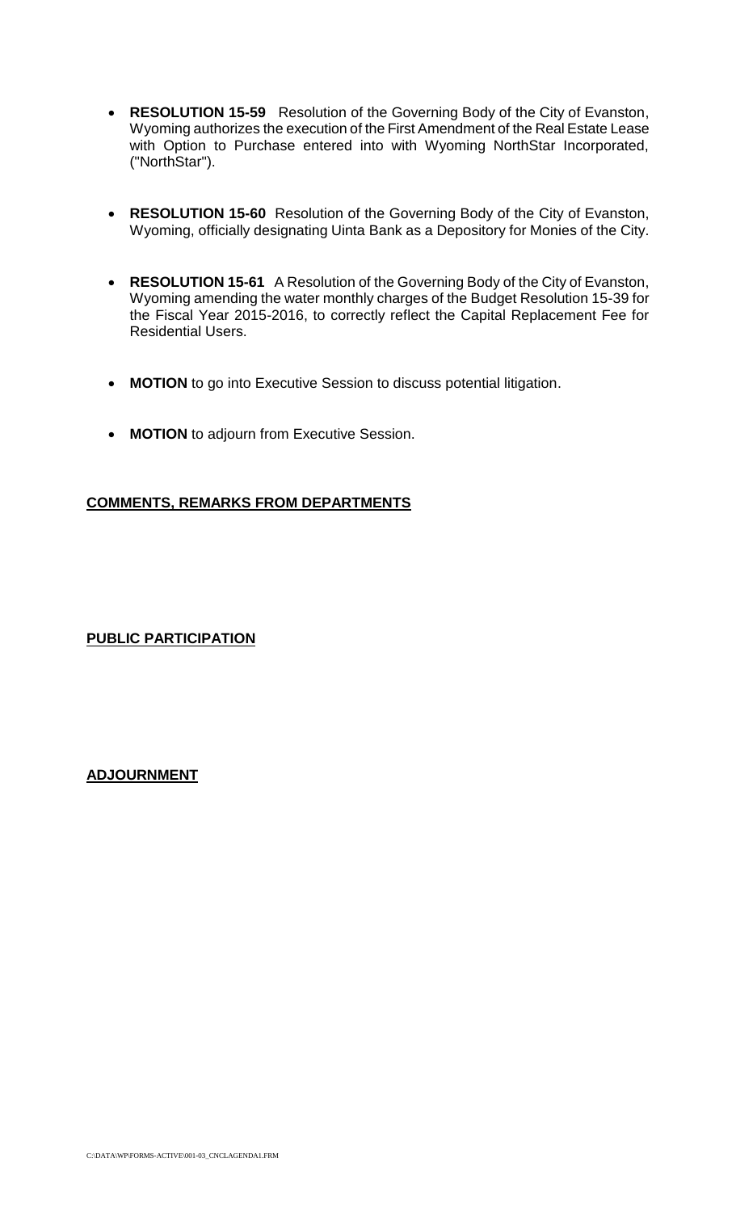- **RESOLUTION 15-59** Resolution of the Governing Body of the City of Evanston, Wyoming authorizes the execution of the First Amendment of the Real Estate Lease with Option to Purchase entered into with Wyoming NorthStar Incorporated, ("NorthStar").

- **RESOLUTION 15-60** Resolution of the Governing Body of the City of Evanston, Wyoming, officially designating Uinta Bank as a Depository for Monies of the City.

- **RESOLUTION 15-61** A Resolution of the Governing Body of the City of Evanston, Wyoming amending the water monthly charges of the Budget Resolution 15-39 for the Fiscal Year 2015-2016, to correctly reflect the Capital Replacement Fee for Residential Users.

- **MOTION** to go into Executive Session to discuss potential litigation.

- **MOTION** to adjourn from Executive Session.

**COMMENTS, REMARKS FROM DEPARTMENTS**

**PUBLIC PARTICIPATION**

**ADJOURNMENT**

C:\DATA\WP\FORMS-ACTIVE\001-03_CNCLAGENDA1.FRM